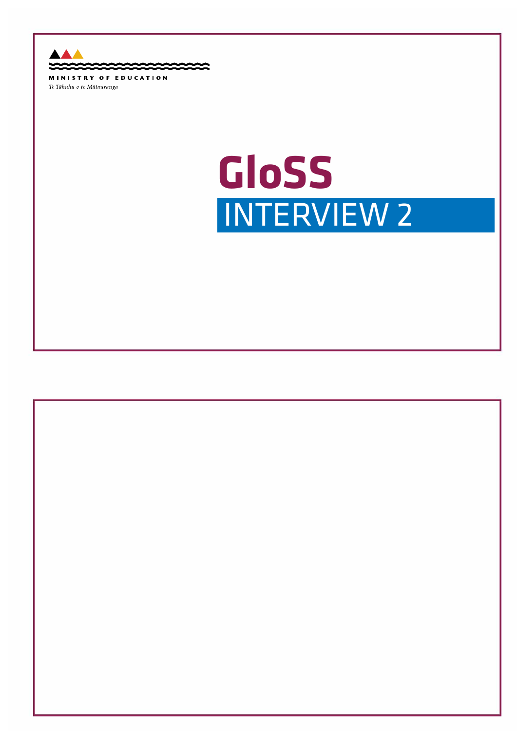MINISTRY OF EDUCATION

*Te Tāhuhu o te Mātauranga*

# GloSS

## INTERVIEW 2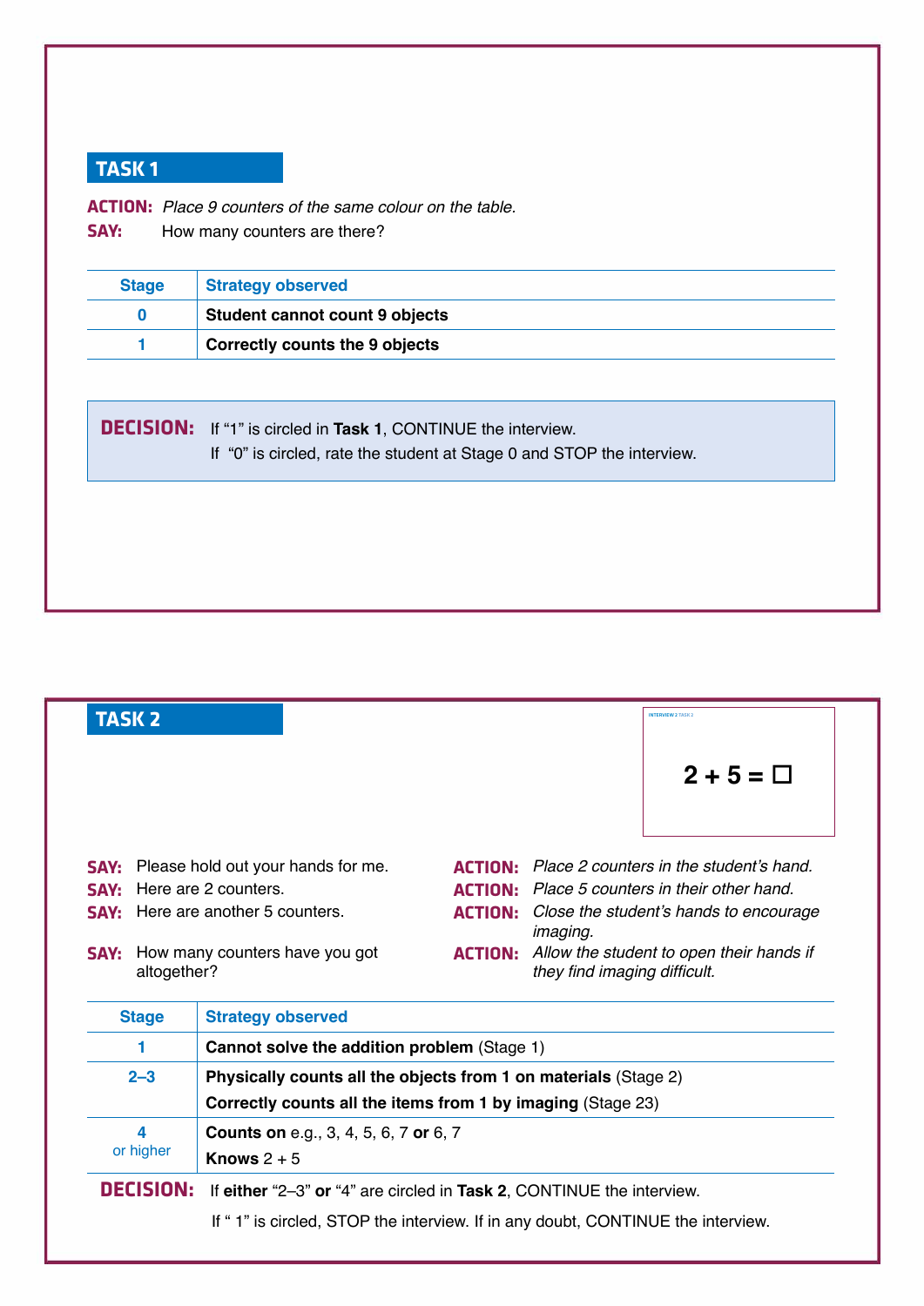## TASK 1

**ACTION:** *Place 9 counters of the same colour on the table.*
**SAY:** How many counters are there?

| Stage | Strategy observed |
|---|---|
| 0 | **Student cannot count 9 objects** |
| 1 | **Correctly counts the 9 objects** |

**DECISION:** If “1” is circled in **Task 1**, CONTINUE the interview.
If “0” is circled, rate the student at Stage 0 and STOP the interview.

## TASK 2

INTERVIEW 2 TASK 2

**2 + 5 = □**

**SAY:** Please hold out your hands for me.
**SAY:** Here are 2 counters.
**SAY:** Here are another 5 counters.

**SAY:** How many counters have you got altogether?

**ACTION:** *Place 2 counters in the student’s hand.*
**ACTION:** *Place 5 counters in their other hand.*
**ACTION:** *Close the student’s hands to encourage imaging.*
**ACTION:** *Allow the student to open their hands if they find imaging difficult.*

| Stage | Strategy observed |
|---|---|
| 1 | **Cannot solve the addition problem** (Stage 1) |
| 2–3 | **Physically counts all the objects from 1 on materials** (Stage 2)<br>**Correctly counts all the items from 1 by imaging** (Stage 23) |
| 4<br>or higher | **Counts on** e.g., 3, 4, 5, 6, 7 **or** 6, 7<br>**Knows** 2 + 5 |

**DECISION:** If **either** “2–3” **or** “4” are circled in **Task 2**, CONTINUE the interview.
If “ 1” is circled, STOP the interview. If in any doubt, CONTINUE the interview.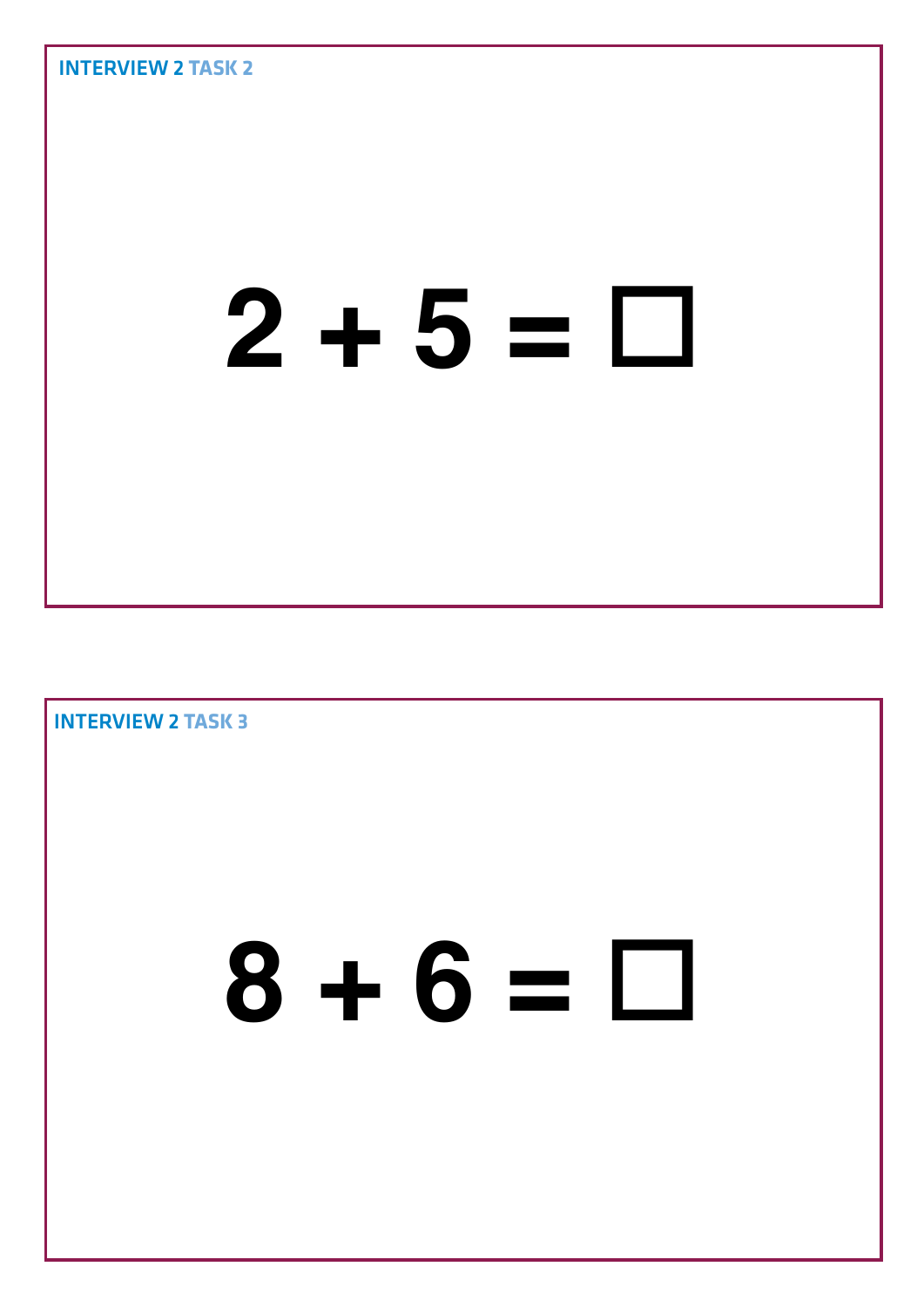**INTERVIEW 2 TASK 2**

$$2 + 5 = \square$$

**INTERVIEW 2 TASK 3**

$$8 + 6 = \square$$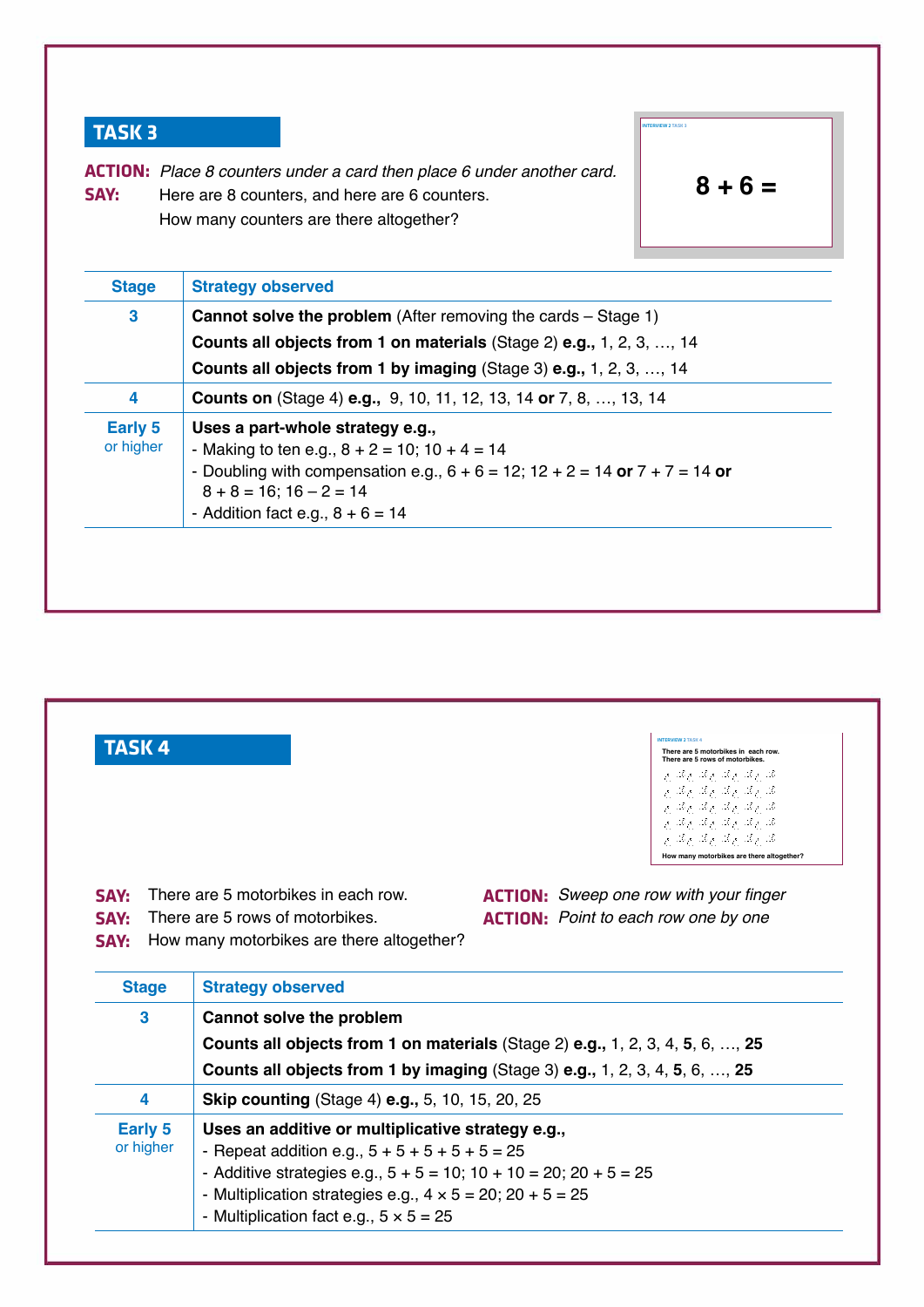## TASK 3

**ACTION:** *Place 8 counters under a card then place 6 under another card.*
**SAY:** Here are 8 counters, and here are 6 counters.
How many counters are there altogether?

INTERVIEW 2 TASK 3

**8 + 6 =**

| Stage | Strategy observed |
|---|---|
| 3 | **Cannot solve the problem** (After removing the cards – Stage 1)<br>**Counts all objects from 1 on materials** (Stage 2) **e.g.,** 1, 2, 3, …, 14<br>**Counts all objects from 1 by imaging** (Stage 3) **e.g.,** 1, 2, 3, …, 14 |
| 4 | **Counts on** (Stage 4) **e.g.,** 9, 10, 11, 12, 13, 14 **or** 7, 8, …, 13, 14 |
| Early 5 or higher | **Uses a part-whole strategy e.g.,**<br>- Making to ten e.g., 8 + 2 = 10; 10 + 4 = 14<br>- Doubling with compensation e.g., 6 + 6 = 12; 12 + 2 = 14 **or** 7 + 7 = 14 **or** 8 + 8 = 16; 16 – 2 = 14<br>- Addition fact e.g., 8 + 6 = 14 |

## TASK 4

INTERVIEW 2 TASK 4

There are 5 motorbikes in each row.
There are 5 rows of motorbikes.

How many motorbikes are there altogether?

**SAY:** There are 5 motorbikes in each row. **ACTION:** *Sweep one row with your finger*
**SAY:** There are 5 rows of motorbikes. **ACTION:** *Point to each row one by one*
**SAY:** How many motorbikes are there altogether?

| Stage | Strategy observed |
|---|---|
| 3 | **Cannot solve the problem**<br>**Counts all objects from 1 on materials** (Stage 2) **e.g.,** 1, 2, 3, 4, **5**, 6, …, **25**<br>**Counts all objects from 1 by imaging** (Stage 3) **e.g.,** 1, 2, 3, 4, **5**, 6, …, **25** |
| 4 | **Skip counting** (Stage 4) **e.g.,** 5, 10, 15, 20, 25 |
| Early 5 or higher | **Uses an additive or multiplicative strategy e.g.,**<br>- Repeat addition e.g., 5 + 5 + 5 + 5 + 5 = 25<br>- Additive strategies e.g., 5 + 5 = 10; 10 + 10 = 20; 20 + 5 = 25<br>- Multiplication strategies e.g., 4 × 5 = 20; 20 + 5 = 25<br>- Multiplication fact e.g., 5 × 5 = 25 |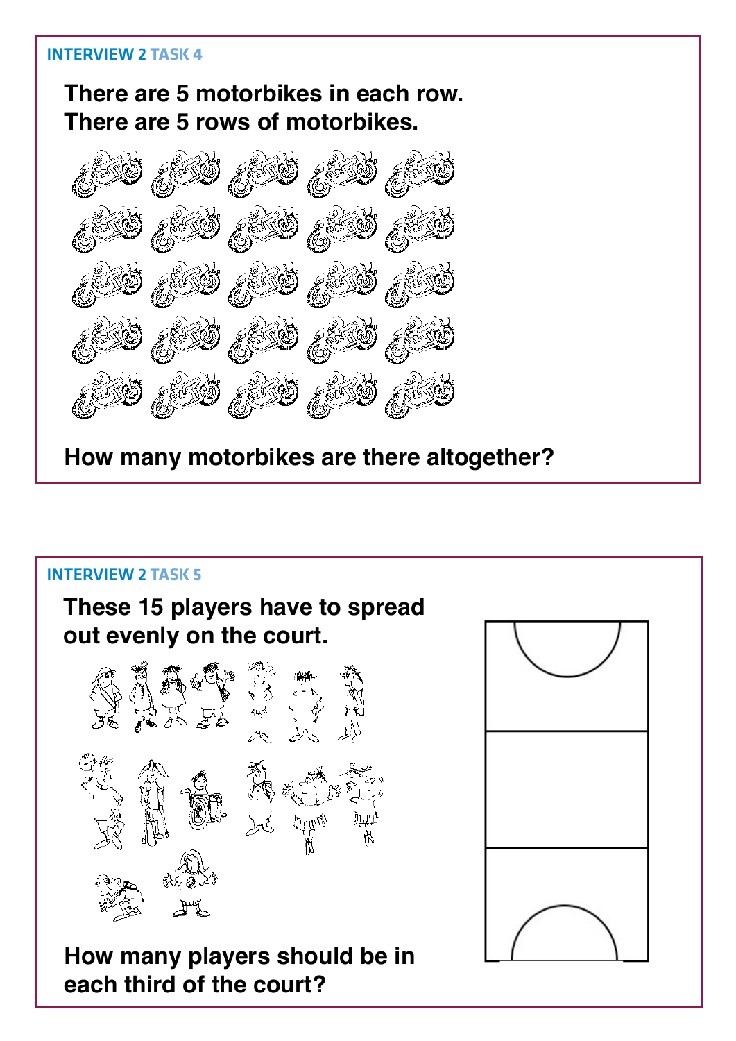INTERVIEW 2 TASK 4

**There are 5 motorbikes in each row.**
**There are 5 rows of motorbikes.**

**How many motorbikes are there altogether?**

INTERVIEW 2 TASK 5

**These 15 players have to spread out evenly on the court.**

**How many players should be in each third of the court?**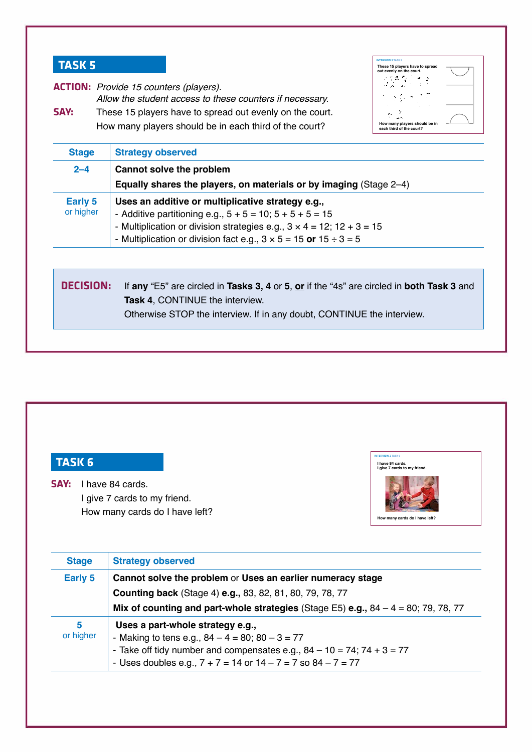## TASK 5

**ACTION:** *Provide 15 counters (players).*
*Allow the student access to these counters if necessary.*

**SAY:** These 15 players have to spread out evenly on the court.
How many players should be in each third of the court?

| Stage | Strategy observed |
|---|---|
| 2–4 | **Cannot solve the problem**<br>**Equally shares the players, on materials or by imaging** (Stage 2–4) |
| Early 5 or higher | **Uses an additive or multiplicative strategy e.g.,**<br>- Additive partitioning e.g., 5 + 5 = 10; 5 + 5 + 5 = 15<br>- Multiplication or division strategies e.g., 3 × 4 = 12; 12 + 3 = 15<br>- Multiplication or division fact e.g., 3 × 5 = 15 **or** 15 ÷ 3 = 5 |

**DECISION:** If **any** "E5" are circled in **Tasks 3, 4** or **5**, **or** if the "4s" are circled in **both Task 3** and **Task 4**, CONTINUE the interview.
Otherwise STOP the interview. If in any doubt, CONTINUE the interview.

## TASK 6

**SAY:** I have 84 cards.
I give 7 cards to my friend.
How many cards do I have left?

| Stage | Strategy observed |
|---|---|
| Early 5 | **Cannot solve the problem** or **Uses an earlier numeracy stage**<br>**Counting back** (Stage 4) **e.g.,** 83, 82, 81, 80, 79, 78, 77<br>**Mix of counting and part-whole strategies** (Stage E5) **e.g.,** 84 – 4 = 80; 79, 78, 77 |
| 5 or higher | **Uses a part-whole strategy e.g.,**<br>- Making to tens e.g., 84 – 4 = 80; 80 – 3 = 77<br>- Take off tidy number and compensates e.g., 84 – 10 = 74; 74 + 3 = 77<br>- Uses doubles e.g., 7 + 7 = 14 or 14 – 7 = 7 so 84 – 7 = 77 |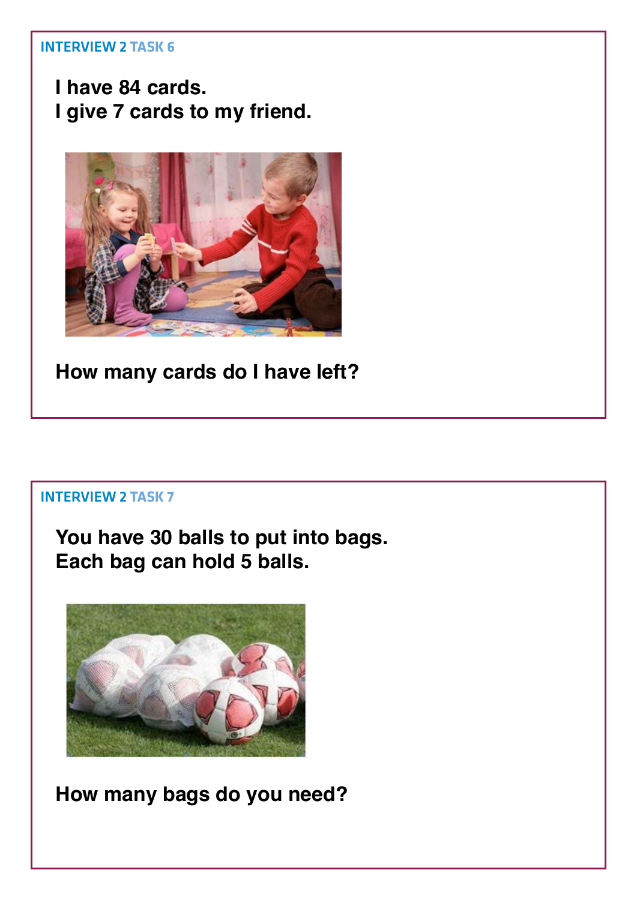INTERVIEW 2 TASK 6

**I have 84 cards.**
**I give 7 cards to my friend.**

**How many cards do I have left?**

INTERVIEW 2 TASK 7

**You have 30 balls to put into bags.**
**Each bag can hold 5 balls.**

**How many bags do you need?**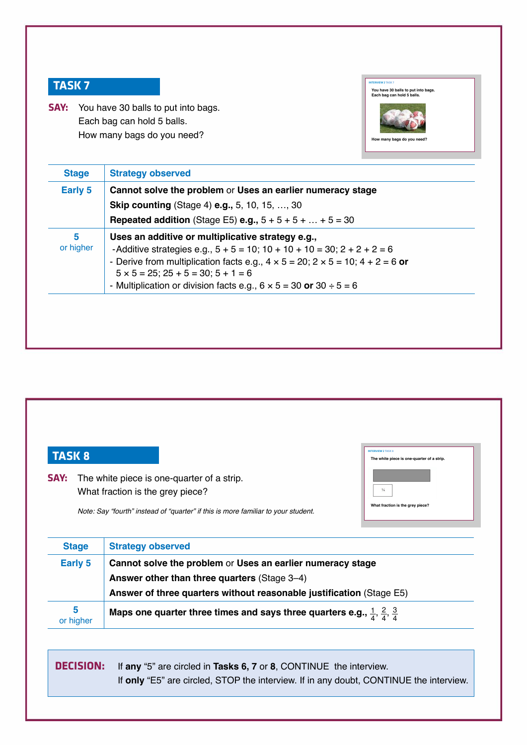## TASK 7

**SAY:** You have 30 balls to put into bags.
Each bag can hold 5 balls.
How many bags do you need?

| Stage | Strategy observed |
|---|---|
| Early 5 | **Cannot solve the problem** or **Uses an earlier numeracy stage**<br>**Skip counting** (Stage 4) **e.g.,** 5, 10, 15, …, 30<br>**Repeated addition** (Stage E5) **e.g.,** 5 + 5 + 5 + … + 5 = 30 |
| 5<br>or higher | **Uses an additive or multiplicative strategy e.g.,**<br>- Additive strategies e.g., 5 + 5 = 10; 10 + 10 + 10 = 30; 2 + 2 + 2 = 6<br>- Derive from multiplication facts e.g., 4 × 5 = 20; 2 × 5 = 10; 4 + 2 = 6 **or** 5 × 5 = 25; 25 + 5 = 30; 5 + 1 = 6<br>- Multiplication or division facts e.g., 6 × 5 = 30 **or** 30 ÷ 5 = 6 |

## TASK 8

**SAY:** The white piece is one-quarter of a strip.
What fraction is the grey piece?

*Note: Say "fourth" instead of "quarter" if this is more familiar to your student.*

| Stage | Strategy observed |
|---|---|
| Early 5 | **Cannot solve the problem** or **Uses an earlier numeracy stage**<br>**Answer other than three quarters** (Stage 3–4)<br>**Answer of three quarters without reasonable justification** (Stage E5) |
| 5<br>or higher | **Maps one quarter three times and says three quarters e.g.,** $\frac{1}{4}, \frac{2}{4}, \frac{3}{4}$ |

**DECISION:** If **any** "5" are circled in **Tasks 6, 7** or **8**, CONTINUE the interview.
If **only** "E5" are circled, STOP the interview. If in any doubt, CONTINUE the interview.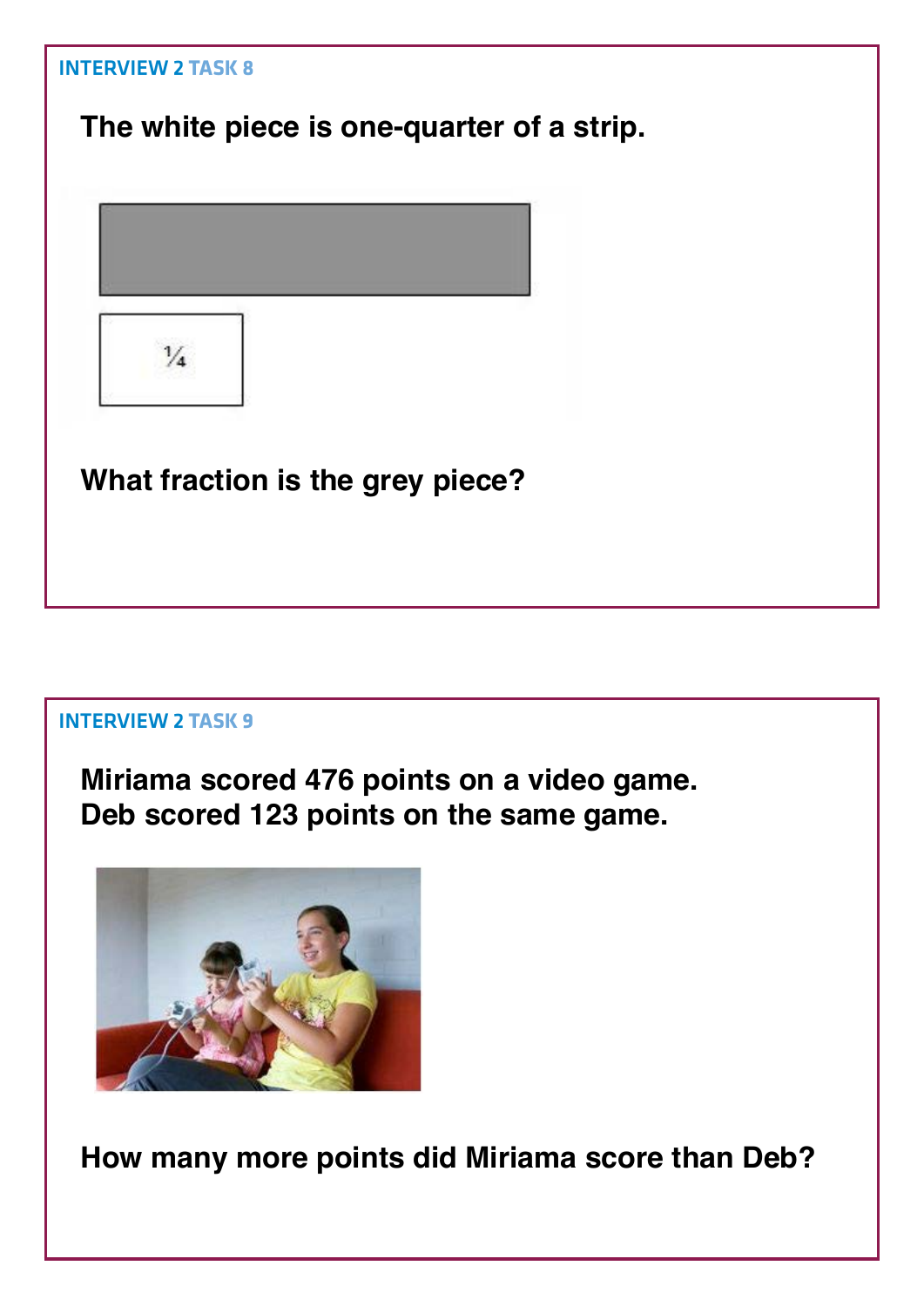INTERVIEW 2 TASK 8

**The white piece is one-quarter of a strip.**

$\frac{1}{4}$

**What fraction is the grey piece?**

INTERVIEW 2 TASK 9

**Miriama scored 476 points on a video game.**
**Deb scored 123 points on the same game.**

**How many more points did Miriama score than Deb?**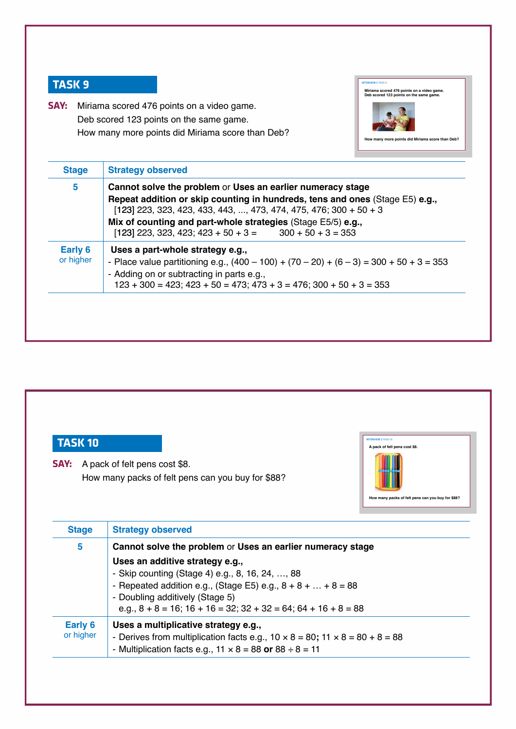## TASK 9

**SAY:** Miriama scored 476 points on a video game.
Deb scored 123 points on the same game.
How many more points did Miriama score than Deb?

| Stage | Strategy observed |
|---|---|
| 5 | **Cannot solve the problem** or **Uses an earlier numeracy stage**<br>**Repeat addition or skip counting in hundreds, tens and ones** (Stage E5) **e.g.,** [123] 223, 323, 423, 433, 443, ..., 473, 474, 475, 476; 300 + 50 + 3<br>**Mix of counting and part-whole strategies** (Stage E5/5) **e.g.,** [123] 223, 323, 423; 423 + 50 + 3 = 300 + 50 + 3 = 353 |
| Early 6 or higher | **Uses a part-whole strategy e.g.,**<br>- Place value partitioning e.g., (400 – 100) + (70 – 20) + (6 – 3) = 300 + 50 + 3 = 353<br>- Adding on or subtracting in parts e.g., 123 + 300 = 423; 423 + 50 = 473; 473 + 3 = 476; 300 + 50 + 3 = 353 |

## TASK 10

**SAY:** A pack of felt pens cost $8.
How many packs of felt pens can you buy for $88?

| Stage | Strategy observed |
|---|---|
| 5 | **Cannot solve the problem** or **Uses an earlier numeracy stage**<br>**Uses an additive strategy e.g.,**<br>- Skip counting (Stage 4) e.g., 8, 16, 24, …, 88<br>- Repeated addition e.g., (Stage E5) e.g., 8 + 8 + … + 8 = 88<br>- Doubling additively (Stage 5) e.g., 8 + 8 = 16; 16 + 16 = 32; 32 + 32 = 64; 64 + 16 + 8 = 88 |
| Early 6 or higher | **Uses a multiplicative strategy e.g.,**<br>- Derives from multiplication facts e.g., 10 × 8 = 80**;** 11 × 8 = 80 + 8 = 88<br>- Multiplication facts e.g., 11 × 8 = 88 **or** 88 ÷ 8 = 11 |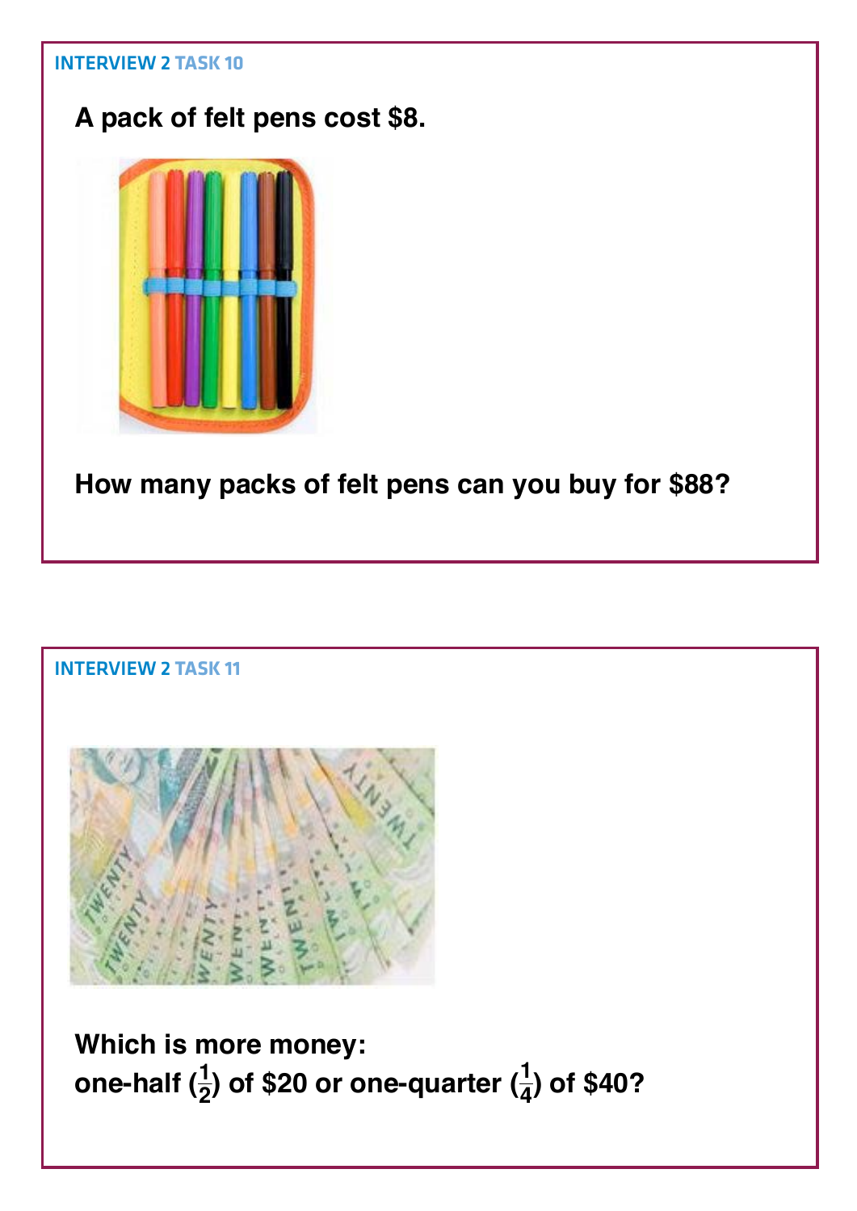INTERVIEW 2 TASK 10

**A pack of felt pens cost $8.**

**How many packs of felt pens can you buy for $88?**

INTERVIEW 2 TASK 11

**Which is more money:**
**one-half ($\frac{1}{2}$) of $20 or one-quarter ($\frac{1}{4}$) of $40?**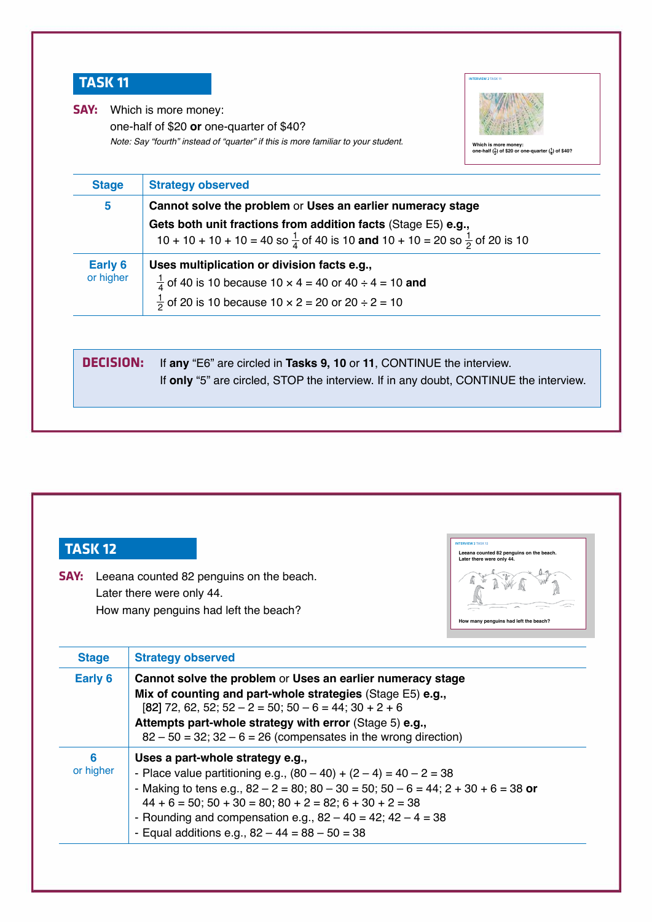## TASK 11

**SAY:** Which is more money:

one-half of $20 **or** one-quarter of $40?

*Note: Say "fourth" instead of "quarter" if this is more familiar to your student.*

| Stage | Strategy observed |
|---|---|
| 5 | **Cannot solve the problem** or **Uses an earlier numeracy stage**<br>**Gets both unit fractions from addition facts** (Stage E5) **e.g.,**<br>10 + 10 + 10 + 10 = 40 so $\frac{1}{4}$ of 40 is 10 **and** 10 + 10 = 20 so $\frac{1}{2}$ of 20 is 10 |
| Early 6<br>or higher | **Uses multiplication or division facts e.g.,**<br>$\frac{1}{4}$ of 40 is 10 because 10 × 4 = 40 or 40 ÷ 4 = 10 **and**<br>$\frac{1}{2}$ of 20 is 10 because 10 × 2 = 20 or 20 ÷ 2 = 10 |

**DECISION:** If **any** "E6" are circled in **Tasks 9, 10** or **11**, CONTINUE the interview.
If **only** "5" are circled, STOP the interview. If in any doubt, CONTINUE the interview.

## TASK 12

**SAY:** Leeana counted 82 penguins on the beach.
Later there were only 44.
How many penguins had left the beach?

| Stage | Strategy observed |
|---|---|
| Early 6 | **Cannot solve the problem** or **Uses an earlier numeracy stage**<br>**Mix of counting and part-whole strategies** (Stage E5) **e.g.,**<br>[**82**] 72, 62, 52; 52 – 2 = 50; 50 – 6 = 44; 30 + 2 + 6<br>**Attempts part-whole strategy with error** (Stage 5) **e.g.,**<br>82 – 50 = 32; 32 – 6 = 26 (compensates in the wrong direction) |
| 6<br>or higher | **Uses a part-whole strategy e.g.,**<br>- Place value partitioning e.g., (80 – 40) + (2 – 4) = 40 – 2 = 38<br>- Making to tens e.g., 82 – 2 = 80; 80 – 30 = 50; 50 – 6 = 44; 2 + 30 + 6 = 38 **or** 44 + 6 = 50; 50 + 30 = 80; 80 + 2 = 82; 6 + 30 + 2 = 38<br>- Rounding and compensation e.g., 82 – 40 = 42; 42 – 4 = 38<br>- Equal additions e.g., 82 – 44 = 88 – 50 = 38 |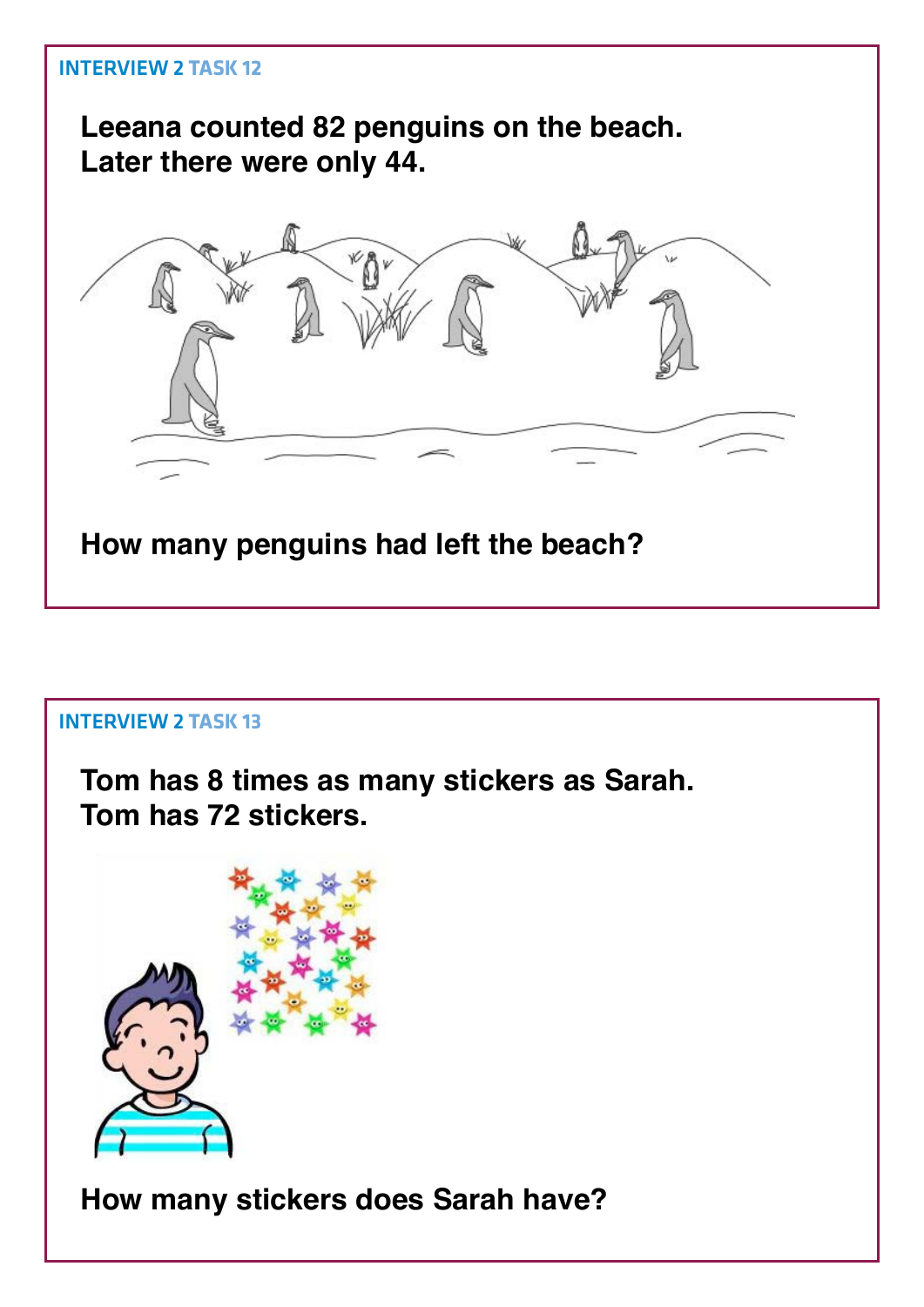## INTERVIEW 2 TASK 12

**Leeana counted 82 penguins on the beach.**
**Later there were only 44.**

**How many penguins had left the beach?**

## INTERVIEW 2 TASK 13

**Tom has 8 times as many stickers as Sarah.**
**Tom has 72 stickers.**

**How many stickers does Sarah have?**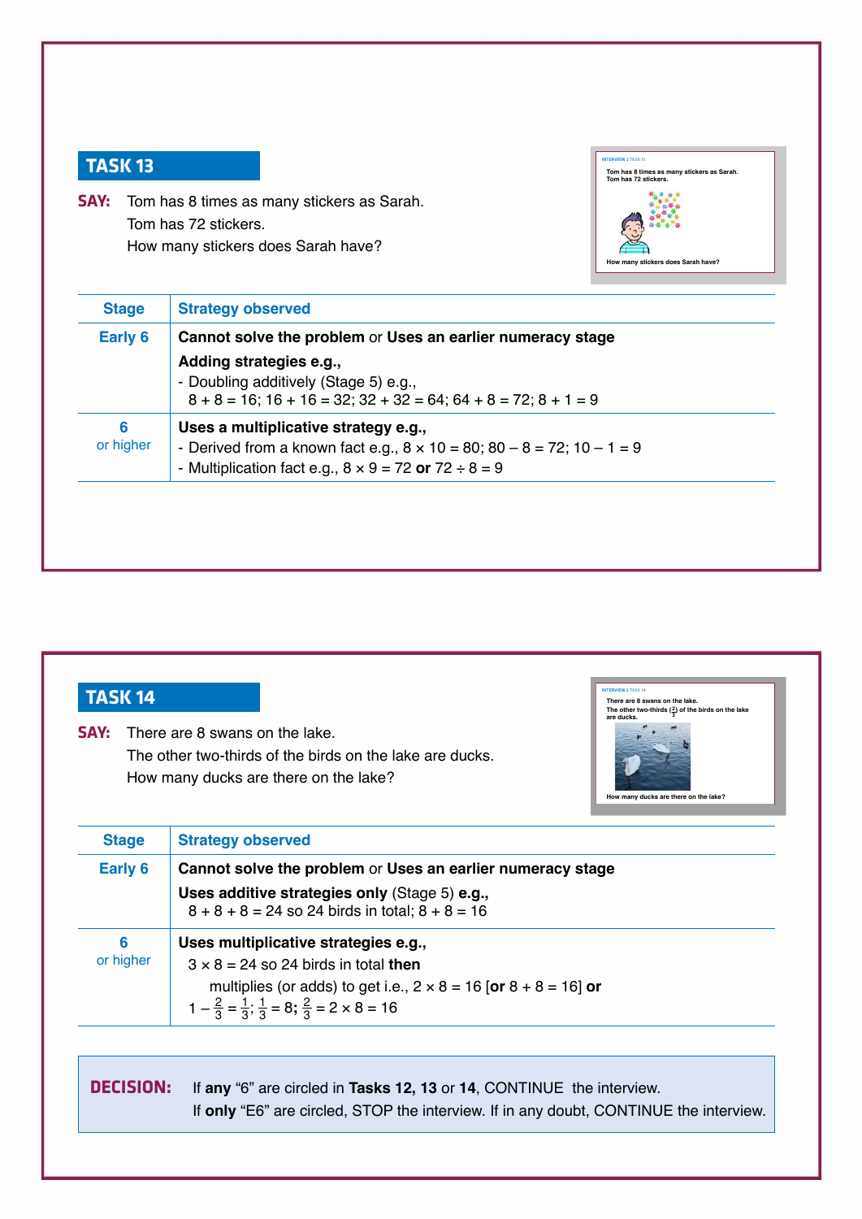## TASK 13

**SAY:** Tom has 8 times as many stickers as Sarah.
Tom has 72 stickers.
How many stickers does Sarah have?

| Stage | Strategy observed |
| --- | --- |
| Early 6 | **Cannot solve the problem** or **Uses an earlier numeracy stage**<br>**Adding strategies e.g.,**<br>- Doubling additively (Stage 5) e.g., $8 + 8 = 16$; $16 + 16 = 32$; $32 + 32 = 64$; $64 + 8 = 72$; $8 + 1 = 9$ |
| 6 or higher | **Uses a multiplicative strategy e.g.,**<br>- Derived from a known fact e.g., $8 \times 10 = 80$; $80 - 8 = 72$; $10 - 1 = 9$<br>- Multiplication fact e.g., $8 \times 9 = 72$ **or** $72 \div 8 = 9$ |

## TASK 14

**SAY:** There are 8 swans on the lake.
The other two-thirds of the birds on the lake are ducks.
How many ducks are there on the lake?

| Stage | Strategy observed |
| --- | --- |
| Early 6 | **Cannot solve the problem** or **Uses an earlier numeracy stage**<br>**Uses additive strategies only** (Stage 5) **e.g.,**<br>$8 + 8 + 8 = 24$ so 24 birds in total; $8 + 8 = 16$ |
| 6 or higher | **Uses multiplicative strategies e.g.,**<br>$3 \times 8 = 24$ so 24 birds in total **then** multiplies (or adds) to get i.e., $2 \times 8 = 16$ [**or** $8 + 8 = 16$] **or**<br>$1 - \frac{2}{3} = \frac{1}{3}$; $\frac{1}{3} = 8$; $\frac{2}{3} = 2 \times 8 = 16$ |

**DECISION:** If **any** "6" are circled in **Tasks 12, 13** or **14**, CONTINUE the interview.
If **only** "E6" are circled, STOP the interview. If in any doubt, CONTINUE the interview.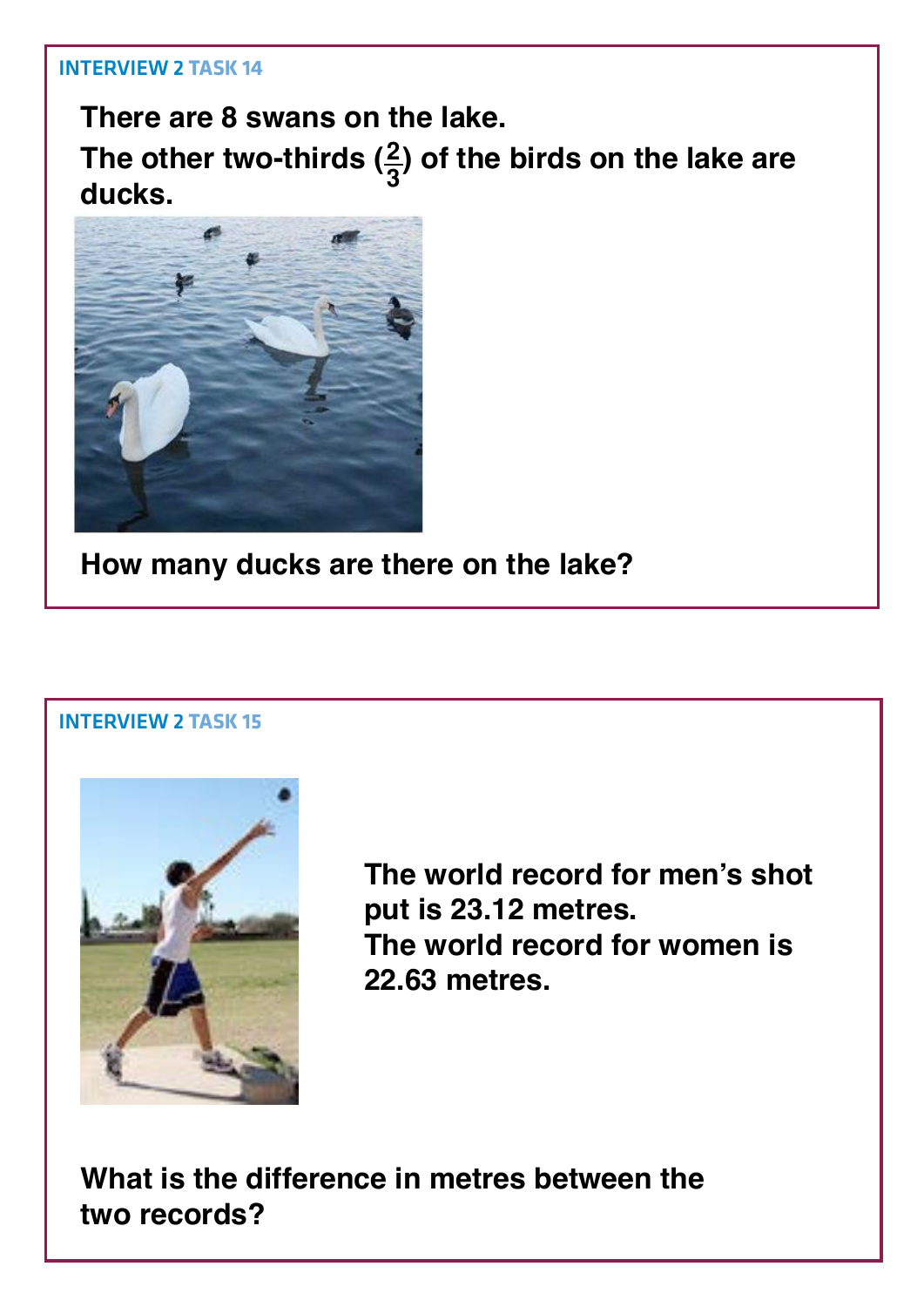INTERVIEW 2 TASK 14

**There are 8 swans on the lake.**
**The other two-thirds ($\frac{2}{3}$) of the birds on the lake are ducks.**

**How many ducks are there on the lake?**

INTERVIEW 2 TASK 15

**The world record for men's shot put is 23.12 metres.**
**The world record for women is 22.63 metres.**

**What is the difference in metres between the two records?**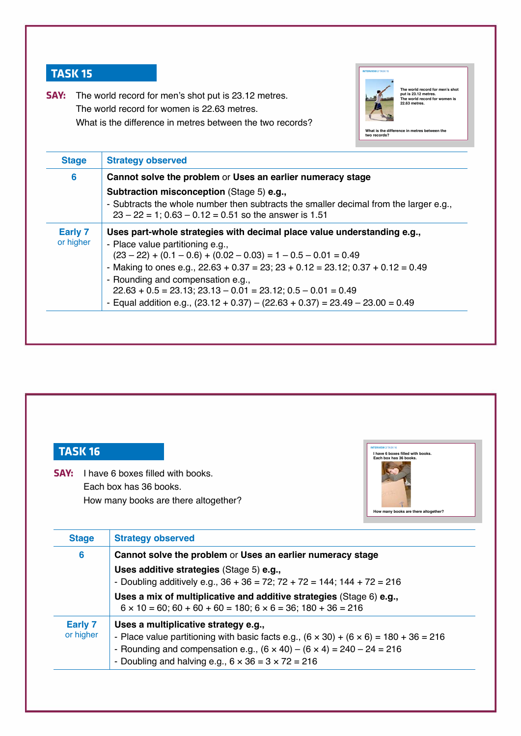## TASK 15

**SAY:** The world record for men's shot put is 23.12 metres.
The world record for women is 22.63 metres.
What is the difference in metres between the two records?

| Stage | Strategy observed |
|---|---|
| 6 | **Cannot solve the problem** or **Uses an earlier numeracy stage**<br>**Subtraction misconception** (Stage 5) **e.g.,**<br>- Subtracts the whole number then subtracts the smaller decimal from the larger e.g., 23 – 22 = 1; 0.63 – 0.12 = 0.51 so the answer is 1.51 |
| Early 7 or higher | **Uses part-whole strategies with decimal place value understanding e.g.,**<br>- Place value partitioning e.g., (23 – 22) + (0.1 – 0.6) + (0.02 – 0.03) = 1 – 0.5 – 0.01 = 0.49<br>- Making to ones e.g., 22.63 + 0.37 = 23; 23 + 0.12 = 23.12; 0.37 + 0.12 = 0.49<br>- Rounding and compensation e.g., 22.63 + 0.5 = 23.13; 23.13 – 0.01 = 23.12; 0.5 – 0.01 = 0.49<br>- Equal addition e.g., (23.12 + 0.37) – (22.63 + 0.37) = 23.49 – 23.00 = 0.49 |

## TASK 16

**SAY:** I have 6 boxes filled with books.
Each box has 36 books.
How many books are there altogether?

| Stage | Strategy observed |
|---|---|
| 6 | **Cannot solve the problem** or **Uses an earlier numeracy stage**<br>**Uses additive strategies** (Stage 5) **e.g.,**<br>- Doubling additively e.g., 36 + 36 = 72; 72 + 72 = 144; 144 + 72 = 216<br>**Uses a mix of multiplicative and additive strategies** (Stage 6) **e.g.,**<br>6 × 10 = 60; 60 + 60 + 60 = 180; 6 × 6 = 36; 180 + 36 = 216 |
| Early 7 or higher | **Uses a multiplicative strategy e.g.,**<br>- Place value partitioning with basic facts e.g., (6 × 30) + (6 × 6) = 180 + 36 = 216<br>- Rounding and compensation e.g., (6 × 40) – (6 × 4) = 240 – 24 = 216<br>- Doubling and halving e.g., 6 × 36 = 3 × 72 = 216 |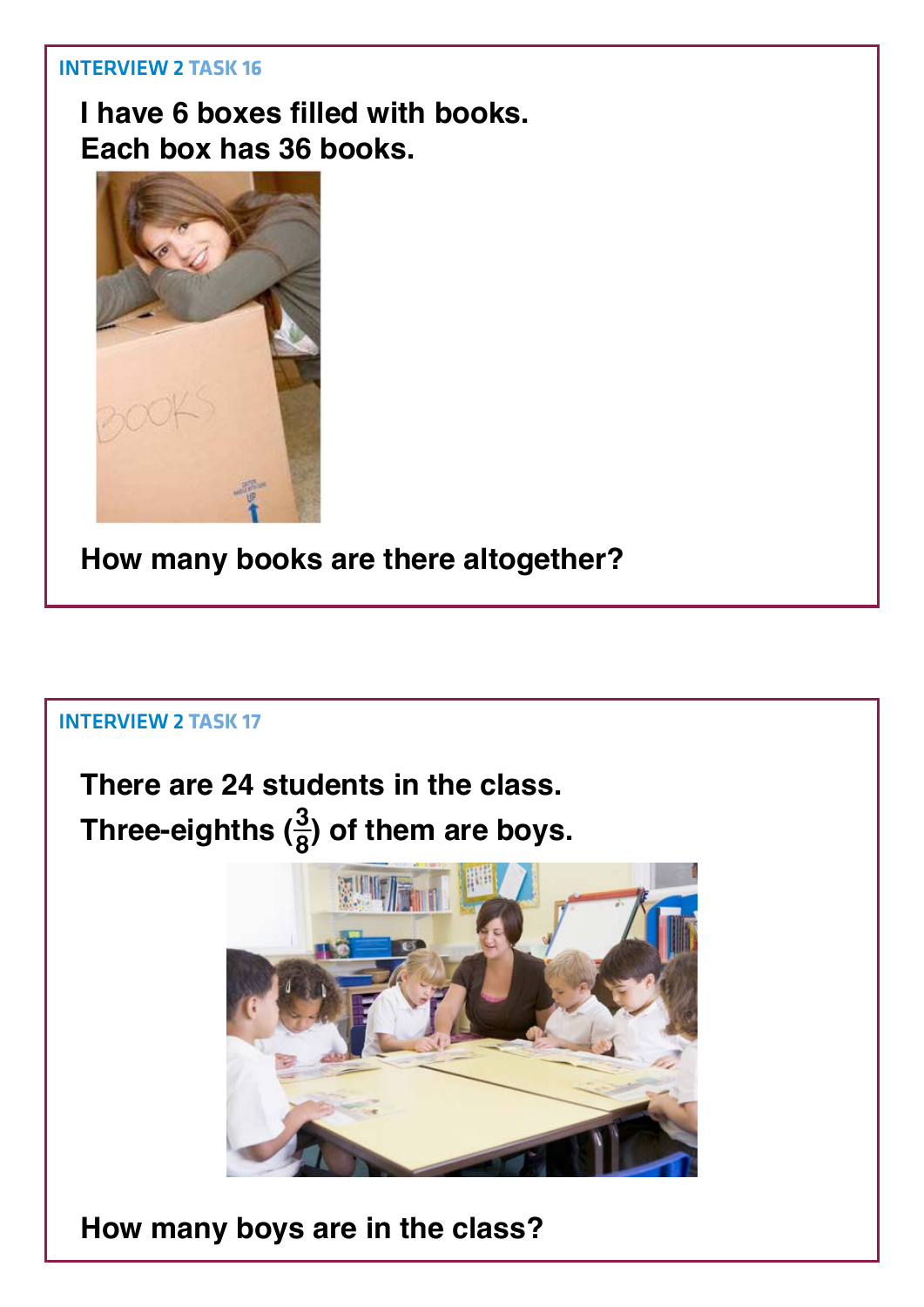**INTERVIEW 2 TASK 16**

**I have 6 boxes filled with books.**
**Each box has 36 books.**

**How many books are there altogether?**

**INTERVIEW 2 TASK 17**

**There are 24 students in the class.**
**Three-eighths ($\frac{3}{8}$) of them are boys.**

**How many boys are in the class?**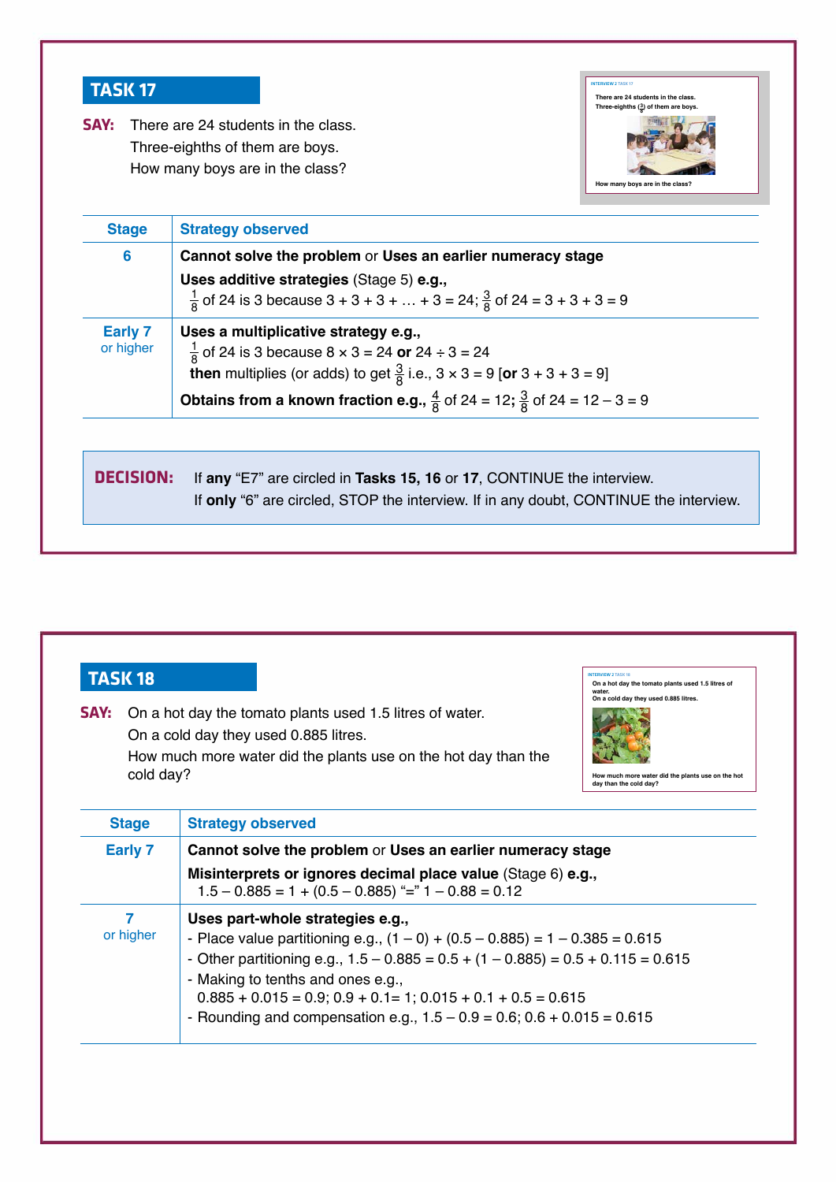## TASK 17

**SAY:** There are 24 students in the class.
Three-eighths of them are boys.
How many boys are in the class?

| Stage | Strategy observed |
|---|---|
| 6 | **Cannot solve the problem** or **Uses an earlier numeracy stage**<br>**Uses additive strategies** (Stage 5) **e.g.,**<br>$\frac{1}{8}$ of 24 is 3 because 3 + 3 + 3 + … + 3 = 24; $\frac{3}{8}$ of 24 = 3 + 3 + 3 = 9 |
| Early 7<br>or higher | **Uses a multiplicative strategy e.g.,**<br>$\frac{1}{8}$ of 24 is 3 because 8 × 3 = 24 **or** 24 ÷ 3 = 24<br>**then** multiplies (or adds) to get $\frac{3}{8}$ i.e., 3 × 3 = 9 [**or** 3 + 3 + 3 = 9]<br>**Obtains from a known fraction e.g.,** $\frac{4}{8}$ of 24 = 12**;** $\frac{3}{8}$ of 24 = 12 – 3 = 9 |

**DECISION:** If **any** "E7" are circled in **Tasks 15, 16** or **17**, CONTINUE the interview.
If **only** "6" are circled, STOP the interview. If in any doubt, CONTINUE the interview.

## TASK 18

**SAY:** On a hot day the tomato plants used 1.5 litres of water.
On a cold day they used 0.885 litres.
How much more water did the plants use on the hot day than the cold day?

| Stage | Strategy observed |
|---|---|
| Early 7 | **Cannot solve the problem** or **Uses an earlier numeracy stage**<br>**Misinterprets or ignores decimal place value** (Stage 6) **e.g.,**<br>1.5 – 0.885 = 1 + (0.5 – 0.885) "=" 1 – 0.88 = 0.12 |
| 7<br>or higher | **Uses part-whole strategies e.g.,**<br>- Place value partitioning e.g., (1 – 0) + (0.5 – 0.885) = 1 – 0.385 = 0.615<br>- Other partitioning e.g., 1.5 – 0.885 = 0.5 + (1 – 0.885) = 0.5 + 0.115 = 0.615<br>- Making to tenths and ones e.g.,<br>0.885 + 0.015 = 0.9; 0.9 + 0.1= 1; 0.015 + 0.1 + 0.5 = 0.615<br>- Rounding and compensation e.g., 1.5 – 0.9 = 0.6; 0.6 + 0.015 = 0.615 |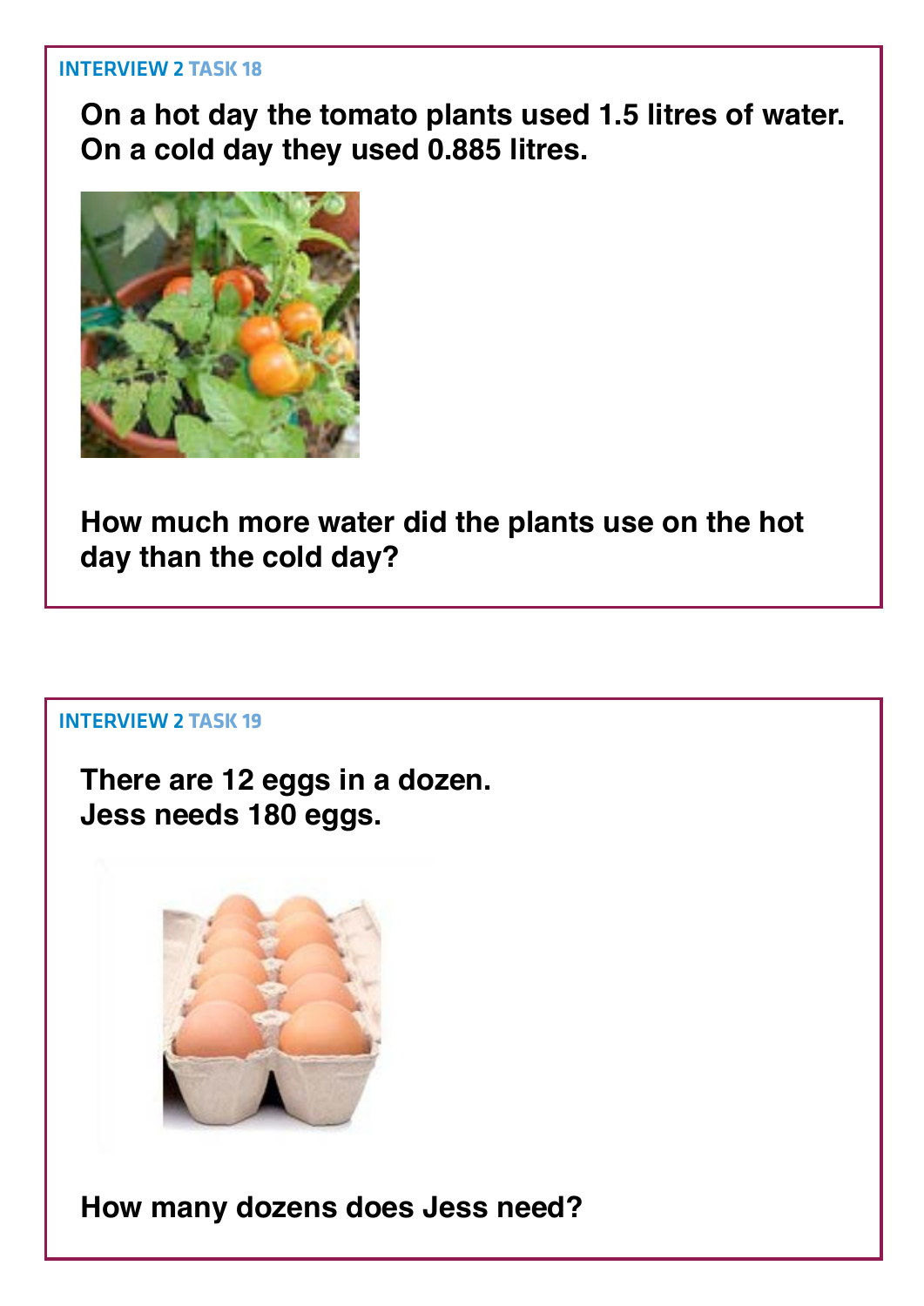INTERVIEW 2 TASK 18

**On a hot day the tomato plants used 1.5 litres of water. On a cold day they used 0.885 litres.**

**How much more water did the plants use on the hot day than the cold day?**

INTERVIEW 2 TASK 19

**There are 12 eggs in a dozen.**
**Jess needs 180 eggs.**

**How many dozens does Jess need?**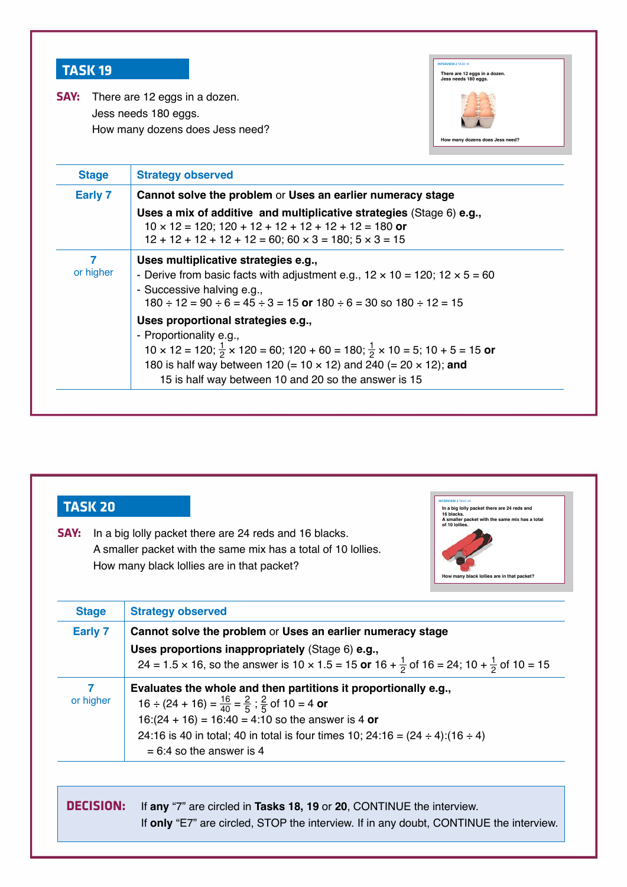## TASK 19

**SAY:** There are 12 eggs in a dozen.
Jess needs 180 eggs.
How many dozens does Jess need?

| Stage | Strategy observed |
|---|---|
| Early 7 | **Cannot solve the problem** or **Uses an earlier numeracy stage**<br>**Uses a mix of additive and multiplicative strategies** (Stage 6) **e.g.,**<br>$10 \times 12 = 120$; $120 + 12 + 12 + 12 + 12 + 12 = 180$ **or**<br>$12 + 12 + 12 + 12 + 12 = 60$; $60 \times 3 = 180$; $5 \times 3 = 15$ |
| 7<br>or higher | **Uses multiplicative strategies e.g.,**<br>- Derive from basic facts with adjustment e.g., $12 \times 10 = 120$; $12 \times 5 = 60$<br>- Successive halving e.g.,<br>$180 \div 12 = 90 \div 6 = 45 \div 3 = 15$ **or** $180 \div 6 = 30$ so $180 \div 12 = 15$<br>**Uses proportional strategies e.g.,**<br>- Proportionality e.g.,<br>$10 \times 12 = 120$; $\frac{1}{2} \times 120 = 60$; $120 + 60 = 180$; $\frac{1}{2} \times 10 = 5$; $10 + 5 = 15$ **or**<br>180 is half way between 120 (= $10 \times 12$) and 240 (= $20 \times 12$); **and**<br>15 is half way between 10 and 20 so the answer is 15 |

## TASK 20

**SAY:** In a big lolly packet there are 24 reds and 16 blacks.
A smaller packet with the same mix has a total of 10 lollies.
How many black lollies are in that packet?

| Stage | Strategy observed |
|---|---|
| Early 7 | **Cannot solve the problem** or **Uses an earlier numeracy stage**<br>**Uses proportions inappropriately** (Stage 6) **e.g.,**<br>$24 = 1.5 \times 16$, so the answer is $10 \times 1.5 = 15$ **or** $16 + \frac{1}{2}$ of $16 = 24$; $10 + \frac{1}{2}$ of $10 = 15$ |
| 7<br>or higher | **Evaluates the whole and then partitions it proportionally e.g.,**<br>$16 \div (24 + 16) = \frac{16}{40} = \frac{2}{5}$ ; $\frac{2}{5}$ of $10 = 4$ **or**<br>$16:(24 + 16) = 16:40 = 4:10$ so the answer is 4 **or**<br>24:16 is 40 in total; 40 in total is four times 10; $24:16 = (24 \div 4):(16 \div 4)$<br>= 6:4 so the answer is 4 |

**DECISION:** If **any** "7" are circled in **Tasks 18, 19** or **20**, CONTINUE the interview.
If **only** "E7" are circled, STOP the interview. If in any doubt, CONTINUE the interview.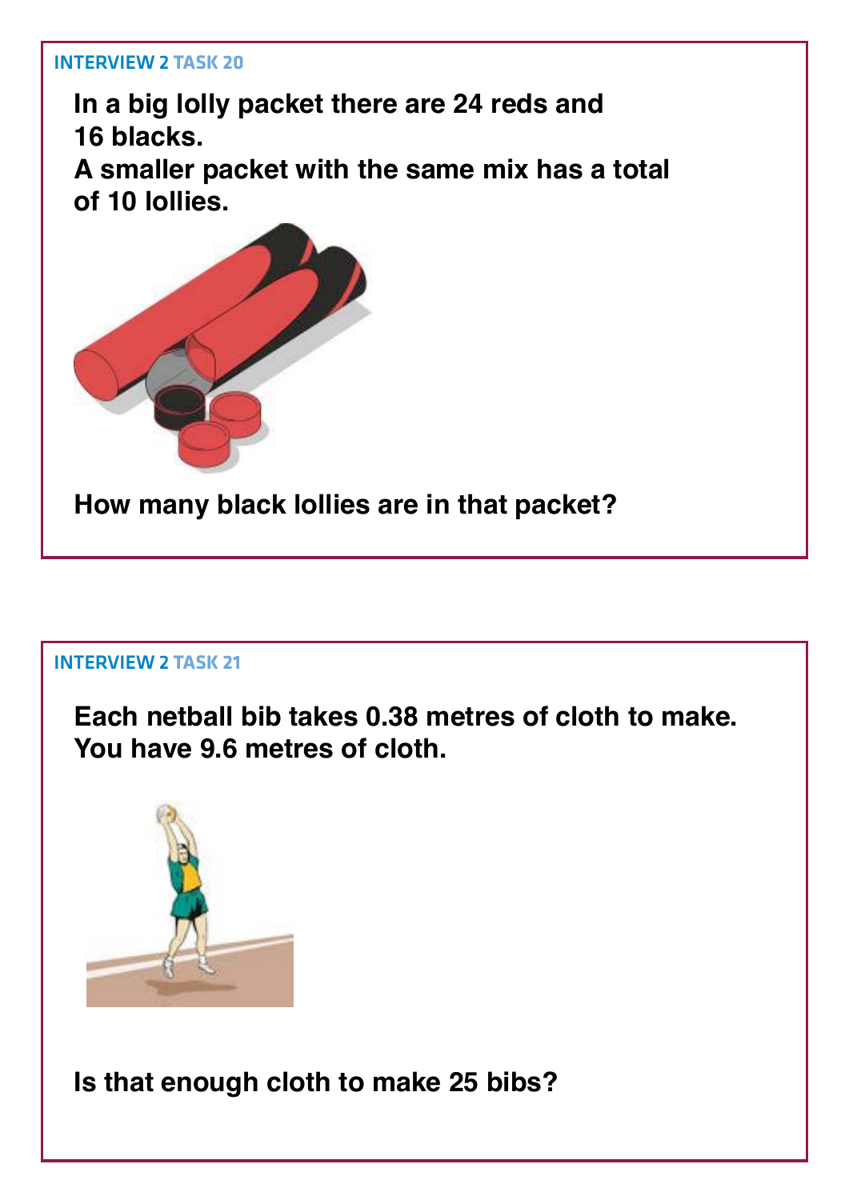INTERVIEW 2 TASK 20

**In a big lolly packet there are 24 reds and 16 blacks.**
**A smaller packet with the same mix has a total of 10 lollies.**

**How many black lollies are in that packet?**

INTERVIEW 2 TASK 21

**Each netball bib takes 0.38 metres of cloth to make.**
**You have 9.6 metres of cloth.**

**Is that enough cloth to make 25 bibs?**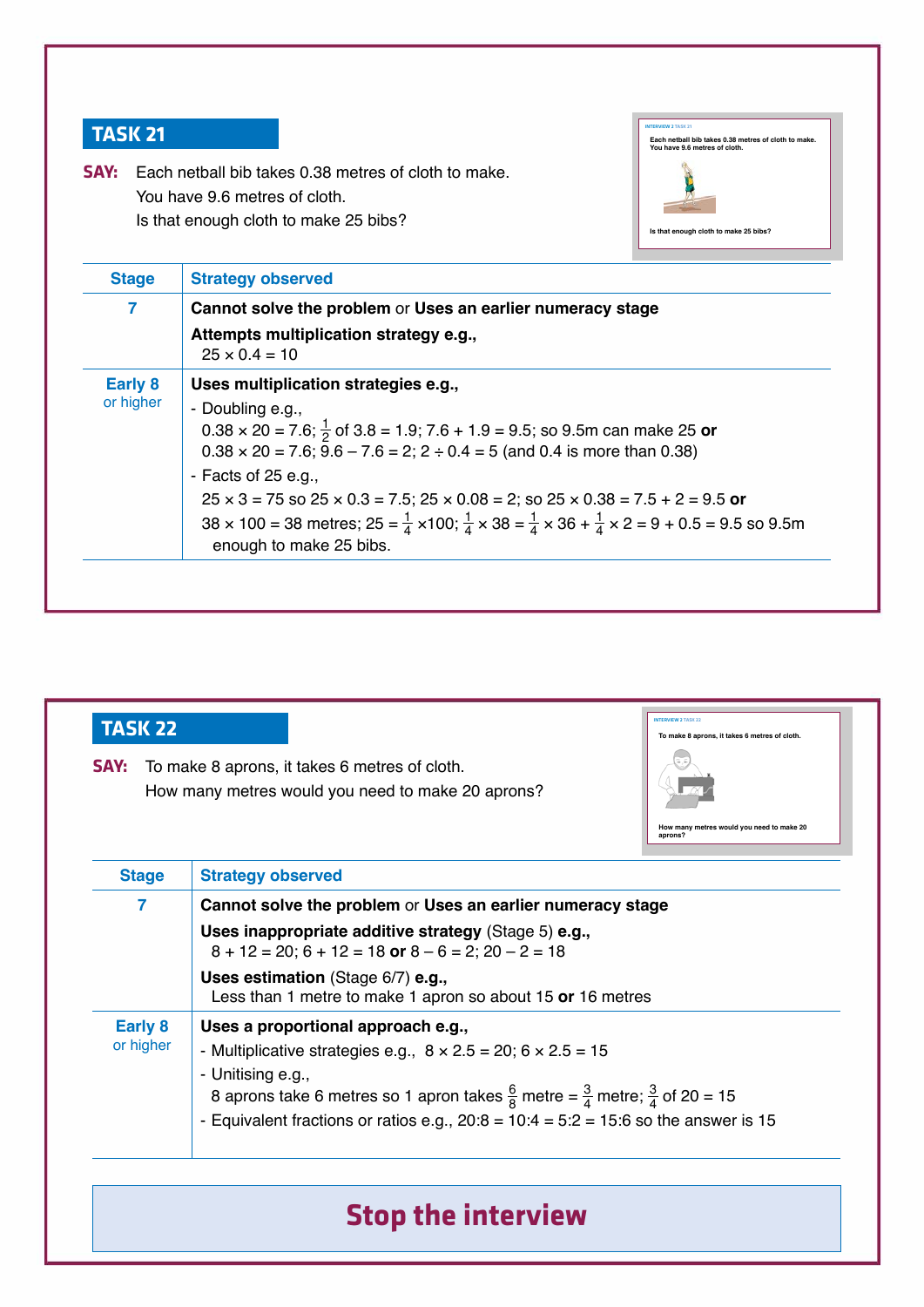## TASK 21

**SAY:** Each netball bib takes 0.38 metres of cloth to make.
You have 9.6 metres of cloth.
Is that enough cloth to make 25 bibs?

INTERVIEW 2 TASK 21

Each netball bib takes 0.38 metres of cloth to make. You have 9.6 metres of cloth.

Is that enough cloth to make 25 bibs?

| Stage | Strategy observed |
|---|---|
| 7 | **Cannot solve the problem** or **Uses an earlier numeracy stage**<br>**Attempts multiplication strategy e.g.,**<br>$25 \times 0.4 = 10$ |
| Early 8 or higher | **Uses multiplication strategies e.g.,**<br>- Doubling e.g.,<br>$0.38 \times 20 = 7.6$; $\frac{1}{2}$ of $3.8 = 1.9$; $7.6 + 1.9 = 9.5$; so 9.5m can make 25 **or**<br>$0.38 \times 20 = 7.6$; $9.6 - 7.6 = 2$; $2 \div 0.4 = 5$ (and 0.4 is more than 0.38)<br>- Facts of 25 e.g.,<br>$25 \times 3 = 75$ so $25 \times 0.3 = 7.5$; $25 \times 0.08 = 2$; so $25 \times 0.38 = 7.5 + 2 = 9.5$ **or**<br>$38 \times 100 = 38$ metres; $25 = \frac{1}{4} \times 100$; $\frac{1}{4} \times 38 = \frac{1}{4} \times 36 + \frac{1}{4} \times 2 = 9 + 0.5 = 9.5$ so 9.5m enough to make 25 bibs. |

## TASK 22

**SAY:** To make 8 aprons, it takes 6 metres of cloth.
How many metres would you need to make 20 aprons?

INTERVIEW 2 TASK 22

To make 8 aprons, it takes 6 metres of cloth.

How many metres would you need to make 20 aprons?

| Stage | Strategy observed |
|---|---|
| 7 | **Cannot solve the problem** or **Uses an earlier numeracy stage**<br>**Uses inappropriate additive strategy** (Stage 5) **e.g.,**<br>$8 + 12 = 20$; $6 + 12 = 18$ **or** $8 - 6 = 2$; $20 - 2 = 18$<br>**Uses estimation** (Stage 6/7) **e.g.,**<br>Less than 1 metre to make 1 apron so about 15 **or** 16 metres |
| Early 8 or higher | **Uses a proportional approach e.g.,**<br>- Multiplicative strategies e.g., $8 \times 2.5 = 20$; $6 \times 2.5 = 15$<br>- Unitising e.g.,<br>8 aprons take 6 metres so 1 apron takes $\frac{6}{8}$ metre $= \frac{3}{4}$ metre; $\frac{3}{4}$ of $20 = 15$<br>- Equivalent fractions or ratios e.g., $20{:}8 = 10{:}4 = 5{:}2 = 15{:}6$ so the answer is 15 |

**Stop the interview**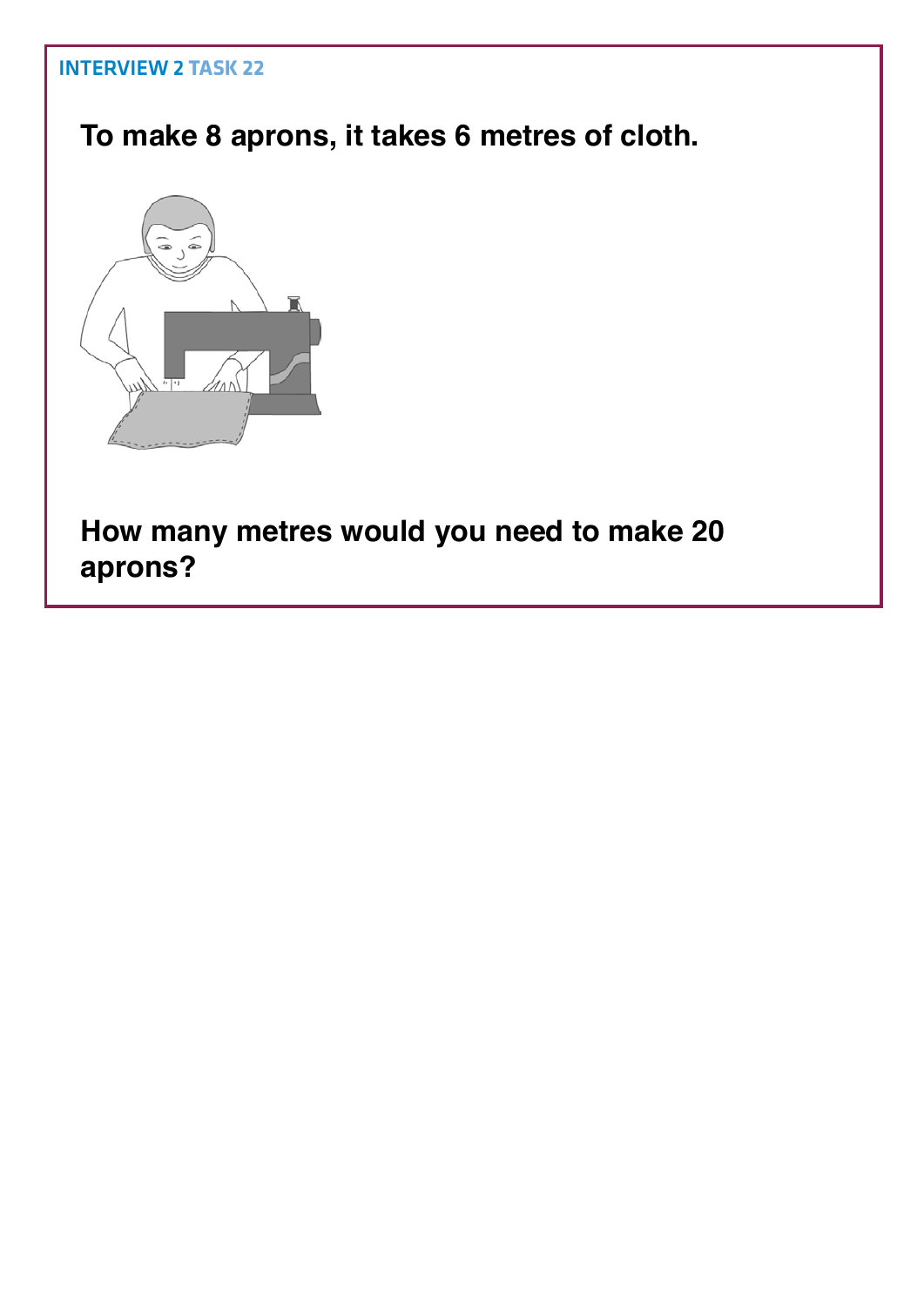INTERVIEW 2 TASK 22

**To make 8 aprons, it takes 6 metres of cloth.**

**How many metres would you need to make 20 aprons?**